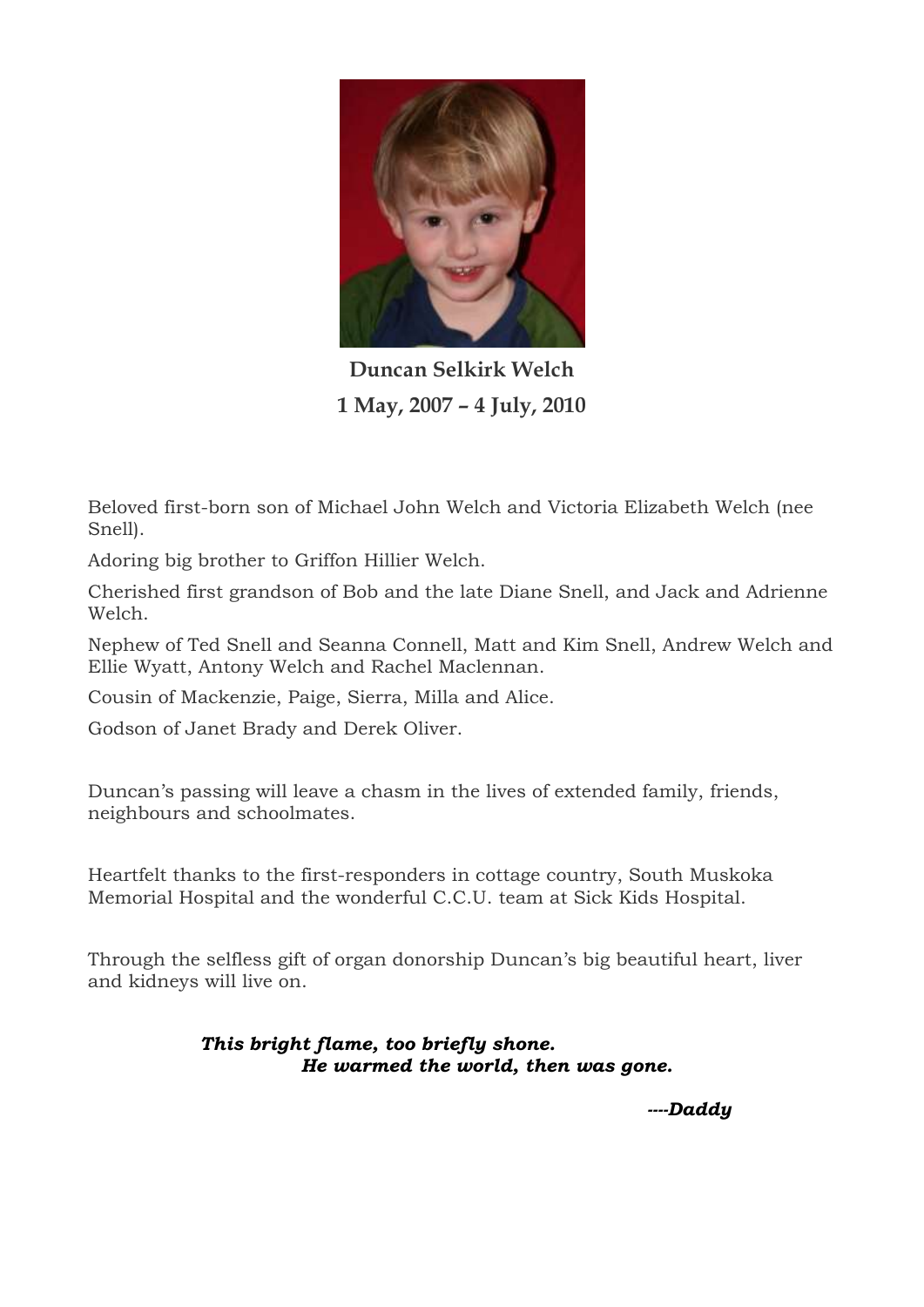**Duncan Selkirk Welch**

**1 May, 2007 – 4 July, 2010**

Beloved first-born son of Michael John Welch and Victoria Elizabeth Welch (nee Snell).

Adoring big brother to Griffon Hillier Welch.

Cherished first grandson of Bob and the late Diane Snell, and Jack and Adrienne Welch.

Nephew of Ted Snell and Seanna Connell, Matt and Kim Snell, Andrew Welch and Ellie Wyatt, Antony Welch and Rachel Maclennan.

Cousin of Mackenzie, Paige, Sierra, Milla and Alice.

Godson of Janet Brady and Derek Oliver.

Duncan's passing will leave a chasm in the lives of extended family, friends, neighbours and schoolmates.

Heartfelt thanks to the first-responders in cottage country, South Muskoka Memorial Hospital and the wonderful C.C.U. team at Sick Kids Hospital.

Through the selfless gift of organ donorship Duncan's big beautiful heart, liver and kidneys will live on.

***This bright flame, too briefly shone.***
***He warmed the world, then was gone.***

***----Daddy***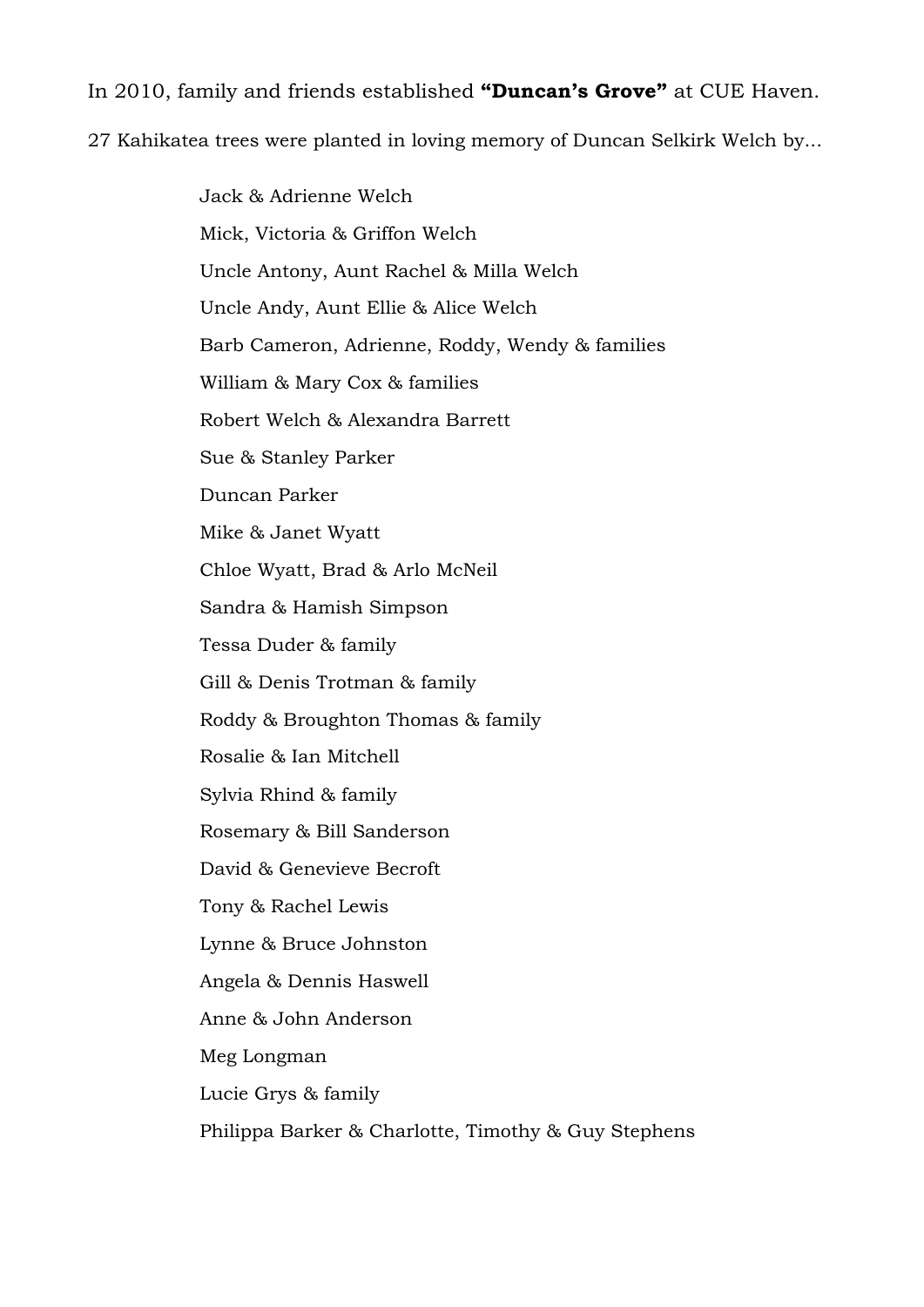In 2010, family and friends established **“Duncan’s Grove”** at CUE Haven.

27 Kahikatea trees were planted in loving memory of Duncan Selkirk Welch by...

Jack & Adrienne Welch

Mick, Victoria & Griffon Welch

Uncle Antony, Aunt Rachel & Milla Welch

Uncle Andy, Aunt Ellie & Alice Welch

Barb Cameron, Adrienne, Roddy, Wendy & families

William & Mary Cox & families

Robert Welch & Alexandra Barrett

Sue & Stanley Parker

Duncan Parker

Mike & Janet Wyatt

Chloe Wyatt, Brad & Arlo McNeil

Sandra & Hamish Simpson

Tessa Duder & family

Gill & Denis Trotman & family

Roddy & Broughton Thomas & family

Rosalie & Ian Mitchell

Sylvia Rhind & family

Rosemary & Bill Sanderson

David & Genevieve Becroft

Tony & Rachel Lewis

Lynne & Bruce Johnston

Angela & Dennis Haswell

Anne & John Anderson

Meg Longman

Lucie Grys & family

Philippa Barker & Charlotte, Timothy & Guy Stephens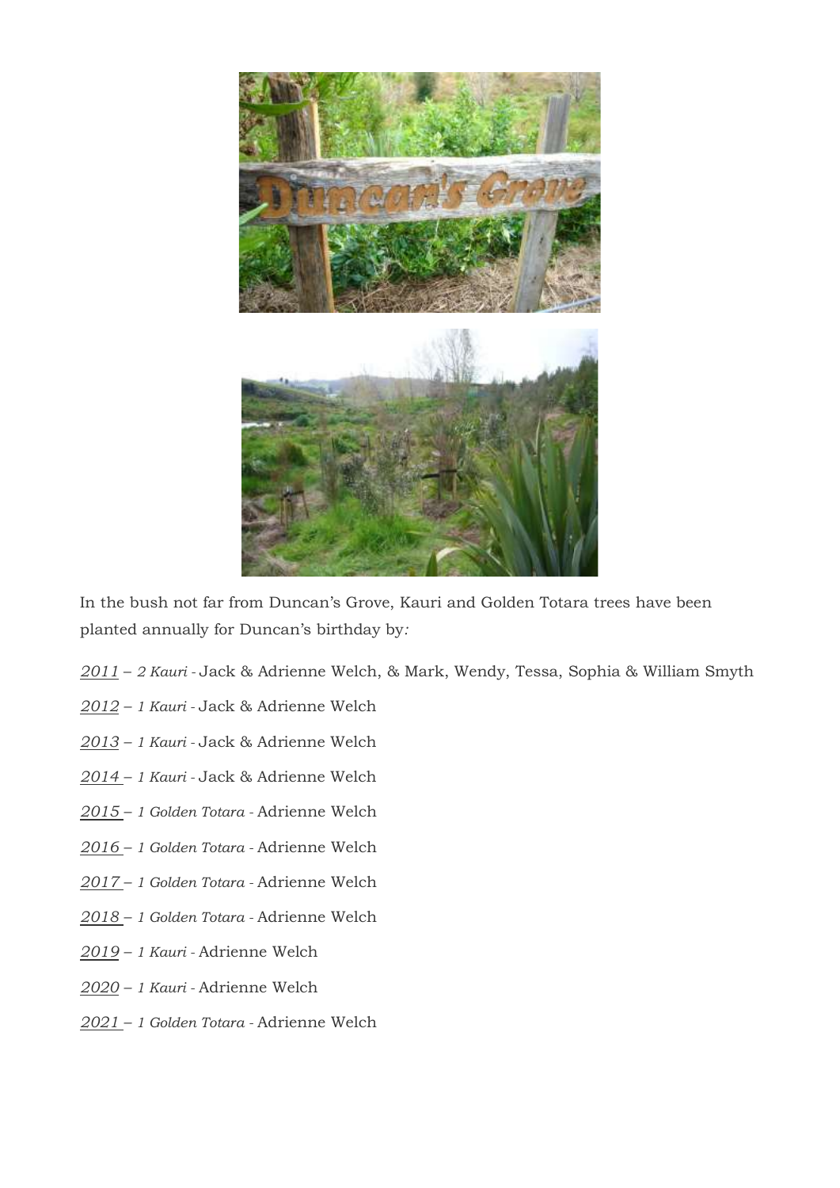In the bush not far from Duncan's Grove, Kauri and Golden Totara trees have been planted annually for Duncan's birthday by*:*

<u>2011</u> – *2 Kauri* - Jack & Adrienne Welch, & Mark, Wendy, Tessa, Sophia & William Smyth

<u>2012</u> – *1 Kauri* - Jack & Adrienne Welch

<u>2013</u> – *1 Kauri* - Jack & Adrienne Welch

<u>2014</u> – *1 Kauri* - Jack & Adrienne Welch

<u>2015</u> – *1 Golden Totara* - Adrienne Welch

<u>2016</u> – *1 Golden Totara* - Adrienne Welch

<u>2017</u> – *1 Golden Totara* - Adrienne Welch

<u>2018</u> – *1 Golden Totara* - Adrienne Welch

<u>2019</u> – *1 Kauri* - Adrienne Welch

<u>2020</u> – *1 Kauri* - Adrienne Welch

<u>2021</u> – *1 Golden Totara* - Adrienne Welch